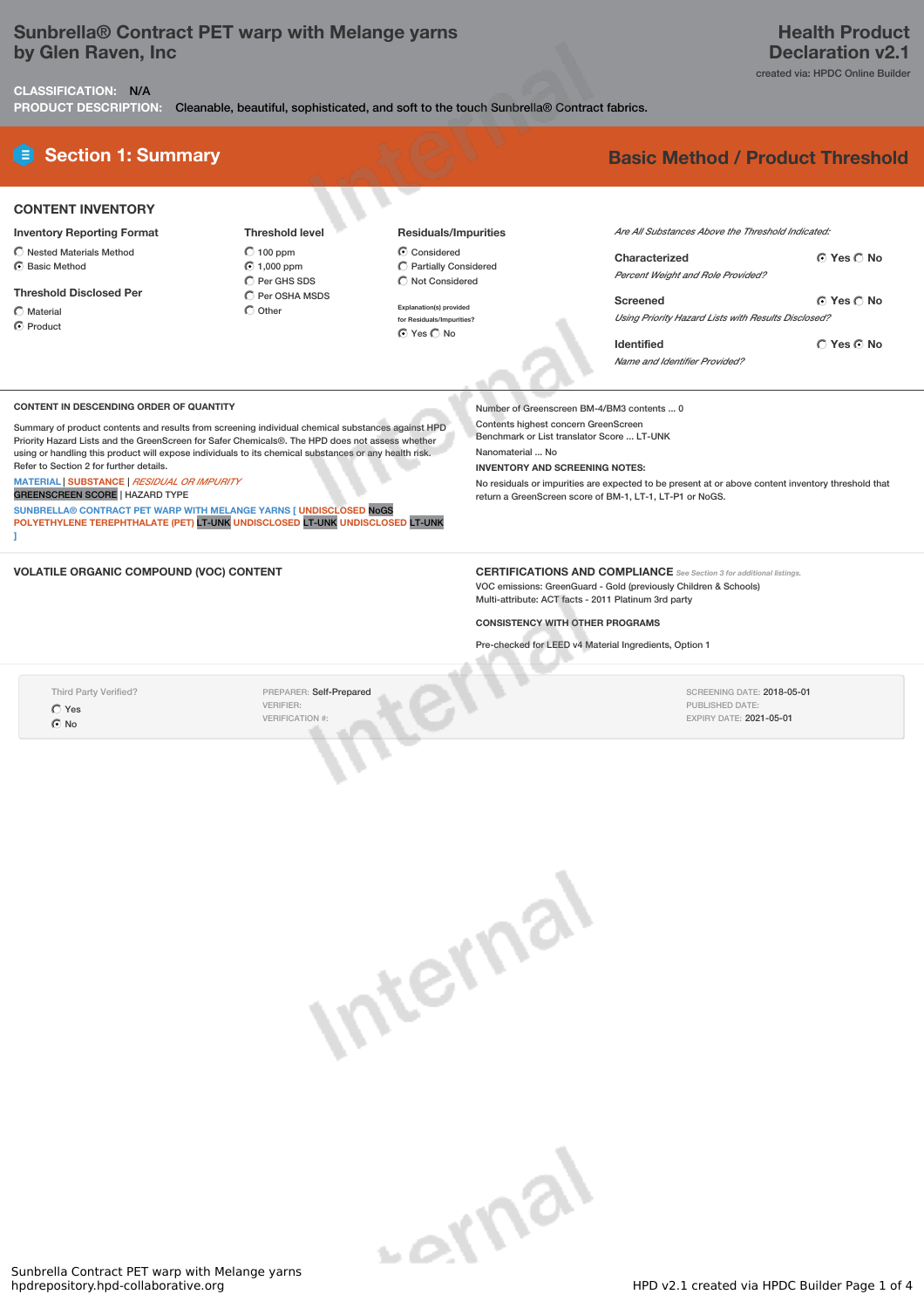# Sunbrella® Contract PET warp with Melange yarns by Glen Raven, Inc

**Health Product Declaration v2.1**

created via: HPDC Online Builder

**CLASSIFICATION:** N/A

**PRODUCT DESCRIPTION:** Cleanable, beautiful, sophisticated, and soft to the touch Sunbrella® Contract fabrics.

## Section 1: Summary

**Basic Method / Product Threshold**

### CONTENT INVENTORY

**Inventory Reporting Format**

- ○ Nested Materials Method
- ◉ Basic Method

**Threshold Disclosed Per**

- ○ Material
- ◉ Product

**Threshold level**

- ○ 100 ppm
- ◉ 1,000 ppm
- ○ Per GHS SDS
- ○ Per OSHA MSDS
- ○ Other

**Residuals/Impurities**

- ◉ Considered
- ○ Partially Considered
- ○ Not Considered

Explanation(s) provided for Residuals/Impurities?

◉ Yes ○ No

*Are All Substances Above the Threshold Indicated:*

**Characterized** ◉ Yes ○ No

*Percent Weight and Role Provided?*

**Screened** ◉ Yes ○ No

*Using Priority Hazard Lists with Results Disclosed?*

**Identified** ○ Yes ◉ No

*Name and Identifier Provided?*

### CONTENT IN DESCENDING ORDER OF QUANTITY

Summary of product contents and results from screening individual chemical substances against HPD Priority Hazard Lists and the GreenScreen for Safer Chemicals®. The HPD does not assess whether using or handling this product will expose individuals to its chemical substances or any health risk. Refer to Section 2 for further details.

MATERIAL | SUBSTANCE | *RESIDUAL OR IMPURITY*

GREENSCREEN SCORE | HAZARD TYPE

SUNBRELLA® CONTRACT PET WARP WITH MELANGE YARNS [ UNDISCLOSED NoGS POLYETHYLENE TEREPHTHALATE (PET) LT-UNK UNDISCLOSED LT-UNK UNDISCLOSED LT-UNK ]

Number of Greenscreen BM-4/BM3 contents ... 0

Contents highest concern GreenScreen Benchmark or List translator Score ... LT-UNK

Nanomaterial ... No

**INVENTORY AND SCREENING NOTES:**

No residuals or impurities are expected to be present at or above content inventory threshold that return a GreenScreen score of BM-1, LT-1, LT-P1 or NoGS.

### VOLATILE ORGANIC COMPOUND (VOC) CONTENT

### CERTIFICATIONS AND COMPLIANCE

*See Section 3 for additional listings.*

VOC emissions: GreenGuard - Gold (previously Children & Schools)

Multi-attribute: ACT facts - 2011 Platinum 3rd party

### CONSISTENCY WITH OTHER PROGRAMS

Pre-checked for LEED v4 Material Ingredients, Option 1

Third Party Verified?

- ○ Yes
- ◉ No

PREPARER: Self-Prepared

VERIFIER:

VERIFICATION #:

SCREENING DATE: 2018-05-01

PUBLISHED DATE:

EXPIRY DATE: 2021-05-01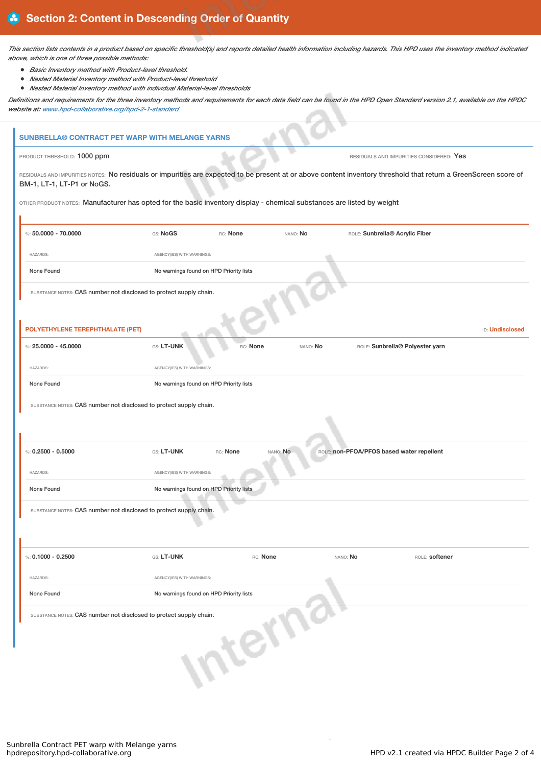## Section 2: Content in Descending Order of Quantity

*This section lists contents in a product based on specific threshold(s) and reports detailed health information including hazards. This HPD uses the inventory method indicated above, which is one of three possible methods:*

- *Basic Inventory method with Product-level threshold.*
- *Nested Material Inventory method with Product-level threshold*
- *Nested Material Inventory method with individual Material-level thresholds*

*Definitions and requirements for the three inventory methods and requirements for each data field can be found in the HPD Open Standard version 2.1, available on the HPDC website at: www.hpd-collaborative.org/hpd-2-1-standard*

### SUNBRELLA® CONTRACT PET WARP WITH MELANGE YARNS

PRODUCT THRESHOLD: 1000 ppm

RESIDUALS AND IMPURITIES CONSIDERED: Yes

RESIDUALS AND IMPURITIES NOTES: No residuals or impurities are expected to be present at or above content inventory threshold that return a GreenScreen score of BM-1, LT-1, LT-P1 or NoGS.

OTHER PRODUCT NOTES: Manufacturer has opted for the basic inventory display - chemical substances are listed by weight

---

%: **50.0000 - 70.0000** | GS: **NoGS** | RC: **None** | NANO: **No** | ROLE: **Sunbrella® Acrylic Fiber**

| HAZARDS: | AGENCY(IES) WITH WARNINGS: |
|---|---|
| None Found | No warnings found on HPD Priority lists |

SUBSTANCE NOTES: CAS number not disclosed to protect supply chain.

---

#### POLYETHYLENE TEREPHTHALATE (PET)

ID: Undisclosed

%: **25.0000 - 45.0000** | GS: **LT-UNK** | RC: **None** | NANO: **No** | ROLE: **Sunbrella® Polyester yarn**

| HAZARDS: | AGENCY(IES) WITH WARNINGS: |
|---|---|
| None Found | No warnings found on HPD Priority lists |

SUBSTANCE NOTES: CAS number not disclosed to protect supply chain.

---

%: **0.2500 - 0.5000** | GS: **LT-UNK** | RC: **None** | NANO: **No** | ROLE: **non-PFOA/PFOS based water repellent**

| HAZARDS: | AGENCY(IES) WITH WARNINGS: |
|---|---|
| None Found | No warnings found on HPD Priority lists |

SUBSTANCE NOTES: CAS number not disclosed to protect supply chain.

---

%: **0.1000 - 0.2500** | GS: **LT-UNK** | RC: **None** | NANO: **No** | ROLE: **softener**

| HAZARDS: | AGENCY(IES) WITH WARNINGS: |
|---|---|
| None Found | No warnings found on HPD Priority lists |

SUBSTANCE NOTES: CAS number not disclosed to protect supply chain.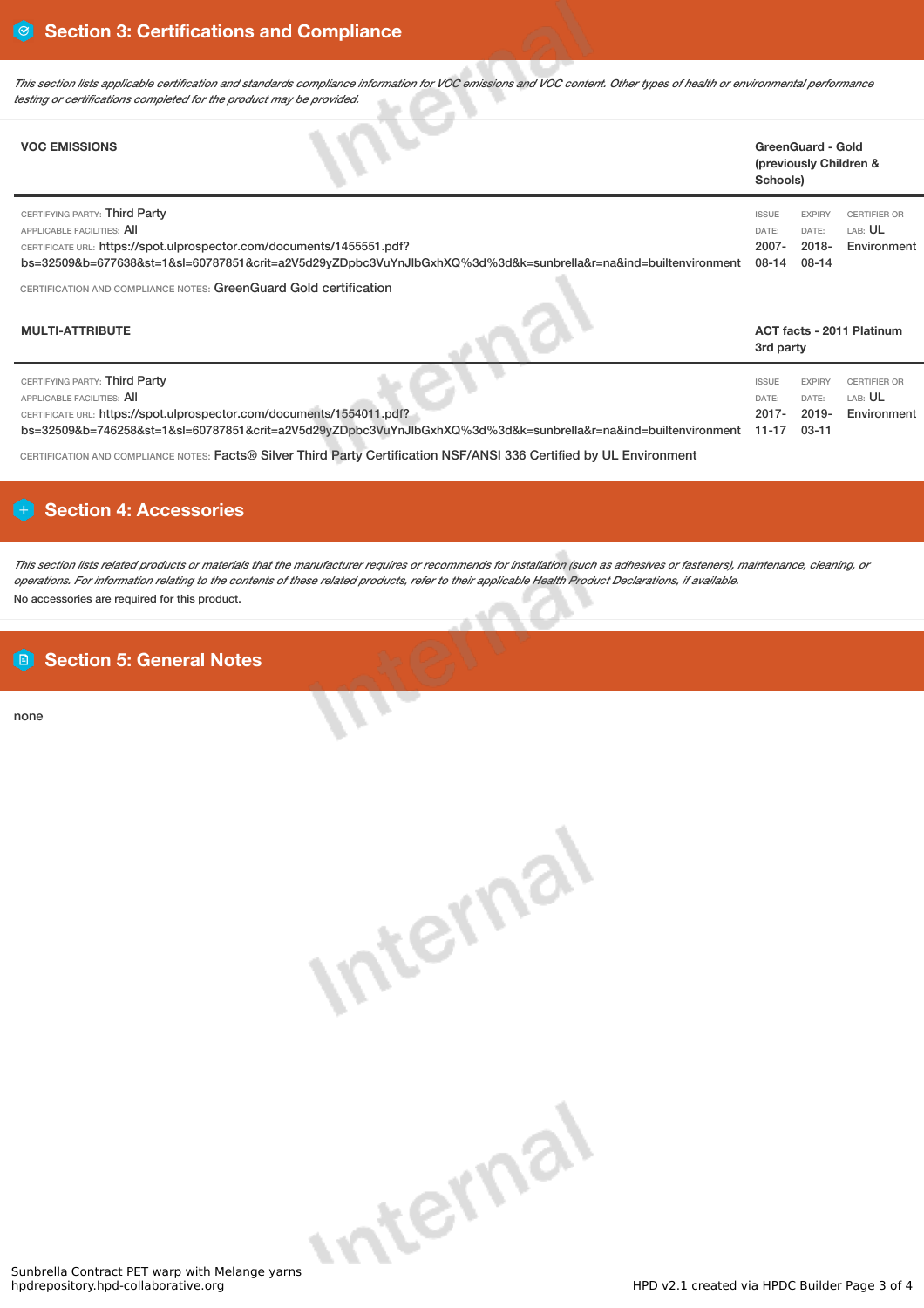## Section 3: Certifications and Compliance

*This section lists applicable certification and standards compliance information for VOC emissions and VOC content. Other types of health or environmental performance testing or certifications completed for the product may be provided.*

### VOC EMISSIONS

**GreenGuard - Gold (previously Children & Schools)**

CERTIFYING PARTY: Third Party
APPLICABLE FACILITIES: All
CERTIFICATE URL: https://spot.ulprospector.com/documents/1455551.pdf?bs=32509&b=677638&st=1&sl=60787851&crit=a2V5d29yZDpbc3VuYnJlbGxhXQ%3d%3d&k=sunbrella&r=na&ind=builtenvironment

ISSUE DATE: 2007-08-14
EXPIRY DATE: 2018-08-14
CERTIFIER OR LAB: UL Environment

CERTIFICATION AND COMPLIANCE NOTES: GreenGuard Gold certification

### MULTI-ATTRIBUTE

**ACT facts - 2011 Platinum 3rd party**

CERTIFYING PARTY: Third Party
APPLICABLE FACILITIES: All
CERTIFICATE URL: https://spot.ulprospector.com/documents/1554011.pdf?bs=32509&b=746258&st=1&sl=60787851&crit=a2V5d29yZDpbc3VuYnJlbGxhXQ%3d%3d&k=sunbrella&r=na&ind=builtenvironment

ISSUE DATE: 2017-11-17
EXPIRY DATE: 2019-03-11
CERTIFIER OR LAB: UL Environment

CERTIFICATION AND COMPLIANCE NOTES: Facts® Silver Third Party Certification NSF/ANSI 336 Certified by UL Environment

## Section 4: Accessories

*This section lists related products or materials that the manufacturer requires or recommends for installation (such as adhesives or fasteners), maintenance, cleaning, or operations. For information relating to the contents of these related products, refer to their applicable Health Product Declarations, if available.*

No accessories are required for this product.

## Section 5: General Notes

none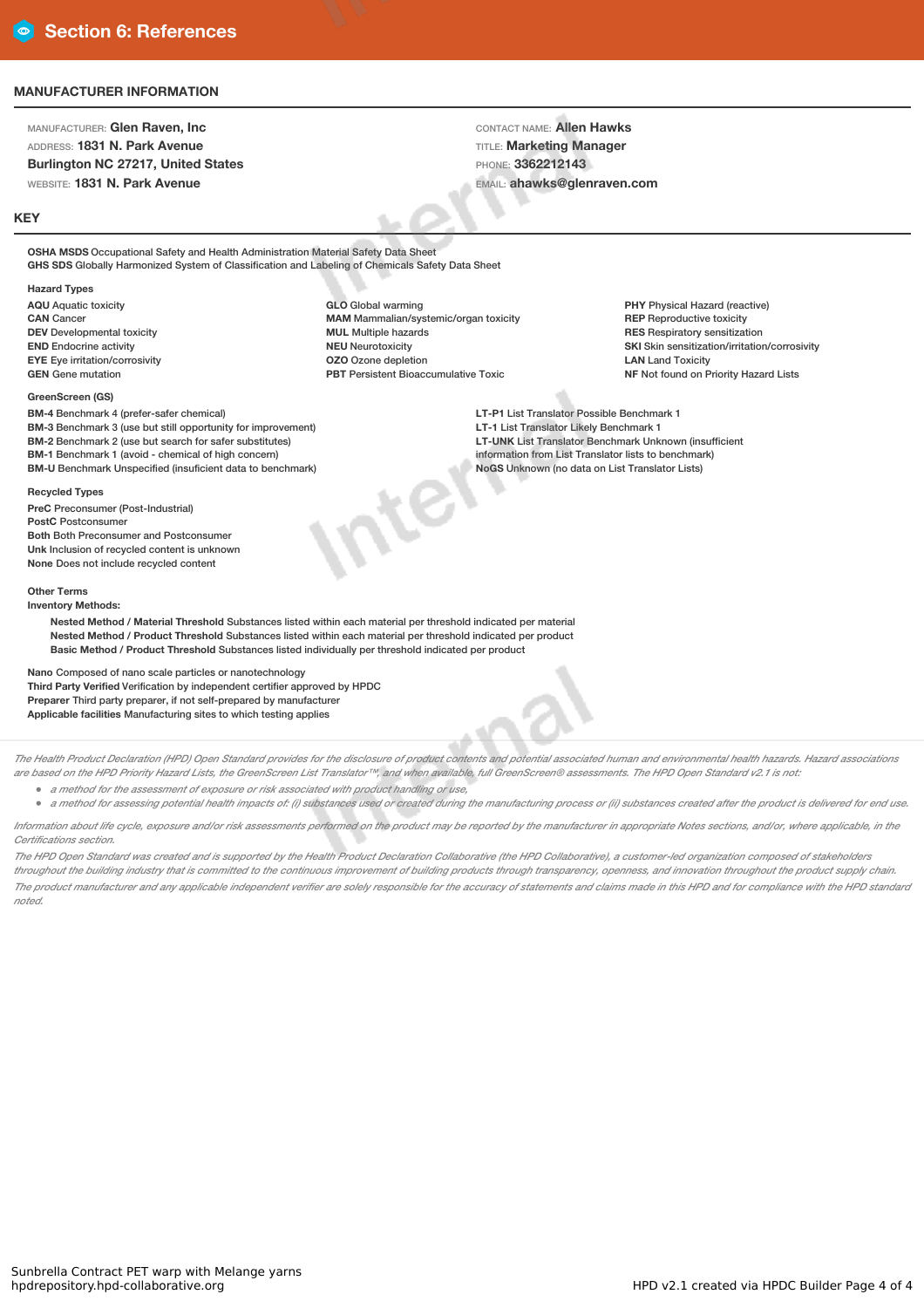# Section 6: References

## MANUFACTURER INFORMATION

MANUFACTURER: **Glen Raven, Inc**
ADDRESS: **1831 N. Park Avenue**
**Burlington NC 27217, United States**
WEBSITE: **1831 N. Park Avenue**

CONTACT NAME: **Allen Hawks**
TITLE: **Marketing Manager**
PHONE: **3362212143**
EMAIL: **ahawks@glenraven.com**

## KEY

**OSHA MSDS** Occupational Safety and Health Administration Material Safety Data Sheet
**GHS SDS** Globally Harmonized System of Classification and Labeling of Chemicals Safety Data Sheet

**Hazard Types**

**AQU** Aquatic toxicity
**CAN** Cancer
**DEV** Developmental toxicity
**END** Endocrine activity
**EYE** Eye irritation/corrosivity
**GEN** Gene mutation
**GLO** Global warming
**MAM** Mammalian/systemic/organ toxicity
**MUL** Multiple hazards
**NEU** Neurotoxicity
**OZO** Ozone depletion
**PBT** Persistent Bioaccumulative Toxic
**PHY** Physical Hazard (reactive)
**REP** Reproductive toxicity
**RES** Respiratory sensitization
**SKI** Skin sensitization/irritation/corrosivity
**LAN** Land Toxicity
**NF** Not found on Priority Hazard Lists

**GreenScreen (GS)**

**BM-4** Benchmark 4 (prefer-safer chemical)
**BM-3** Benchmark 3 (use but still opportunity for improvement)
**BM-2** Benchmark 2 (use but search for safer substitutes)
**BM-1** Benchmark 1 (avoid - chemical of high concern)
**BM-U** Benchmark Unspecified (insuficient data to benchmark)
**LT-P1** List Translator Possible Benchmark 1
**LT-1** List Translator Likely Benchmark 1
**LT-UNK** List Translator Benchmark Unknown (insufficient information from List Translator lists to benchmark)
**NoGS** Unknown (no data on List Translator Lists)

**Recycled Types**

**PreC** Preconsumer (Post-Industrial)
**PostC** Postconsumer
**Both** Both Preconsumer and Postconsumer
**Unk** Inclusion of recycled content is unknown
**None** Does not include recycled content

**Other Terms**
**Inventory Methods:**

**Nested Method / Material Threshold** Substances listed within each material per threshold indicated per material
**Nested Method / Product Threshold** Substances listed within each material per threshold indicated per product
**Basic Method / Product Threshold** Substances listed individually per threshold indicated per product

**Nano** Composed of nano scale particles or nanotechnology
**Third Party Verified** Verification by independent certifier approved by HPDC
**Preparer** Third party preparer, if not self-prepared by manufacturer
**Applicable facilities** Manufacturing sites to which testing applies

*The Health Product Declaration (HPD) Open Standard provides for the disclosure of product contents and potential associated human and environmental health hazards. Hazard associations are based on the HPD Priority Hazard Lists, the GreenScreen List Translator™, and when available, full GreenScreen® assessments. The HPD Open Standard v2.1 is not:*

- *a method for the assessment of exposure or risk associated with product handling or use,*
- *a method for assessing potential health impacts of: (i) substances used or created during the manufacturing process or (ii) substances created after the product is delivered for end use.*

*Information about life cycle, exposure and/or risk assessments performed on the product may be reported by the manufacturer in appropriate Notes sections, and/or, where applicable, in the Certifications section.*

*The HPD Open Standard was created and is supported by the Health Product Declaration Collaborative (the HPD Collaborative), a customer-led organization composed of stakeholders throughout the building industry that is committed to the continuous improvement of building products through transparency, openness, and innovation throughout the product supply chain.*

*The product manufacturer and any applicable independent verifier are solely responsible for the accuracy of statements and claims made in this HPD and for compliance with the HPD standard noted.*